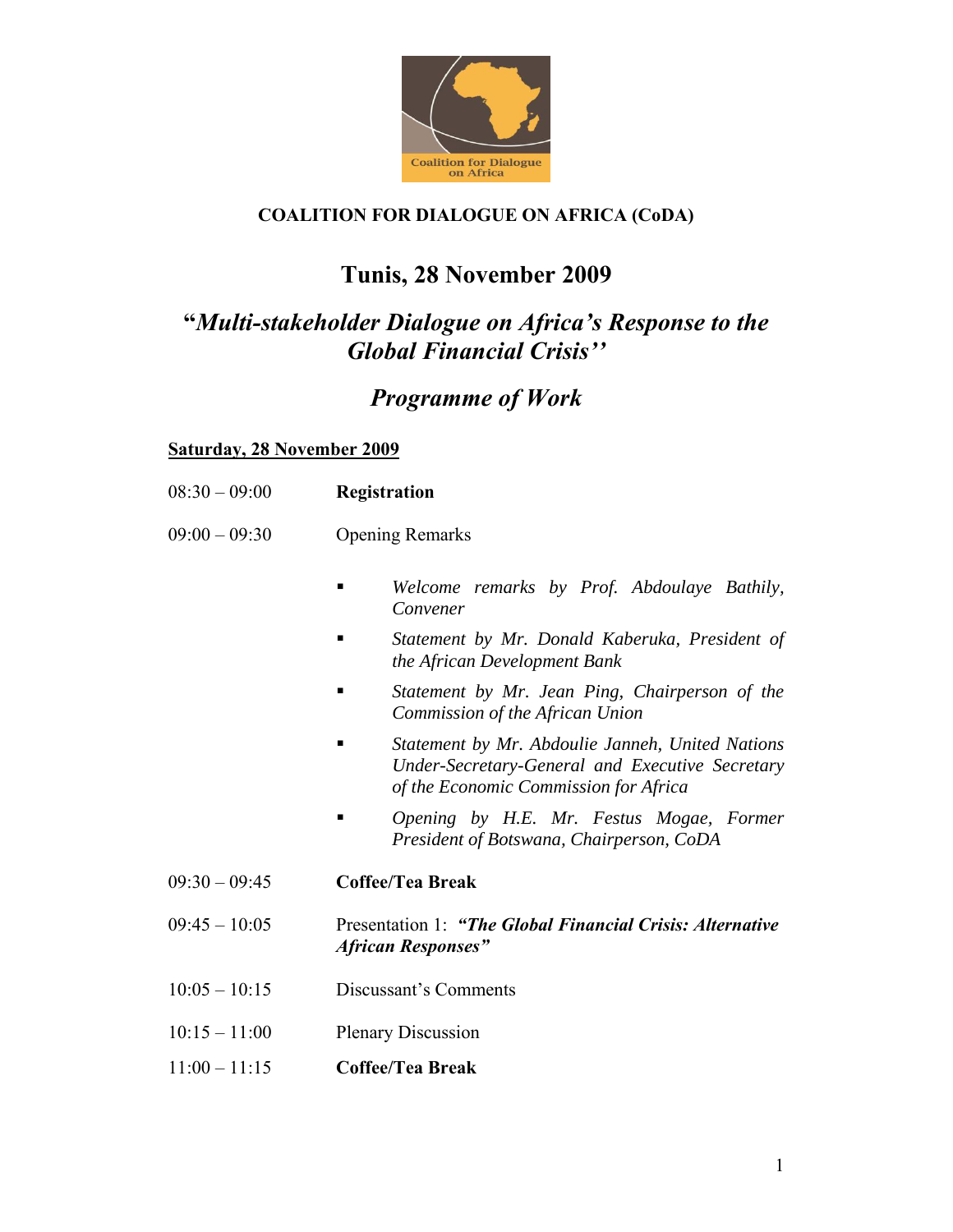**COALITION FOR DIALOGUE ON AFRICA (CoDA)**

# Tunis, 28 November 2009

## *"Multi-stakeholder Dialogue on Africa's Response to the Global Financial Crisis''*

## *Programme of Work*

**Saturday, 28 November 2009**

| | |
|---|---|
| 08:30 – 09:00 | **Registration** |
| 09:00 – 09:30 | Opening Remarks |

- *Welcome remarks by Prof. Abdoulaye Bathily, Convener*
- *Statement by Mr. Donald Kaberuka, President of the African Development Bank*
- *Statement by Mr. Jean Ping, Chairperson of the Commission of the African Union*
- *Statement by Mr. Abdoulie Janneh, United Nations Under-Secretary-General and Executive Secretary of the Economic Commission for Africa*
- *Opening by H.E. Mr. Festus Mogae, Former President of Botswana, Chairperson, CoDA*

| | |
|---|---|
| 09:30 – 09:45 | **Coffee/Tea Break** |
| 09:45 – 10:05 | Presentation 1: ***"The Global Financial Crisis: Alternative African Responses"*** |
| 10:05 – 10:15 | Discussant's Comments |
| 10:15 – 11:00 | Plenary Discussion |
| 11:00 – 11:15 | **Coffee/Tea Break** |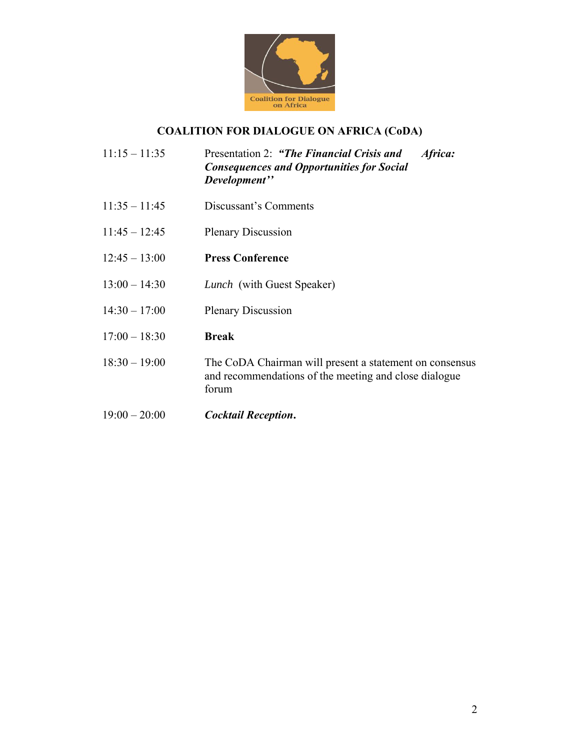# COALITION FOR DIALOGUE ON AFRICA (CoDA)

| | |
|---|---|
| 11:15 – 11:35 | Presentation 2: ***"The Financial Crisis and Africa: Consequences and Opportunities for Social Development''*** |
| 11:35 – 11:45 | Discussant's Comments |
| 11:45 – 12:45 | Plenary Discussion |
| 12:45 – 13:00 | **Press Conference** |
| 13:00 – 14:30 | *Lunch* (with Guest Speaker) |
| 14:30 – 17:00 | Plenary Discussion |
| 17:00 – 18:30 | **Break** |
| 18:30 – 19:00 | The CoDA Chairman will present a statement on consensus and recommendations of the meeting and close dialogue forum |
| 19:00 – 20:00 | ***Cocktail Reception.*** |